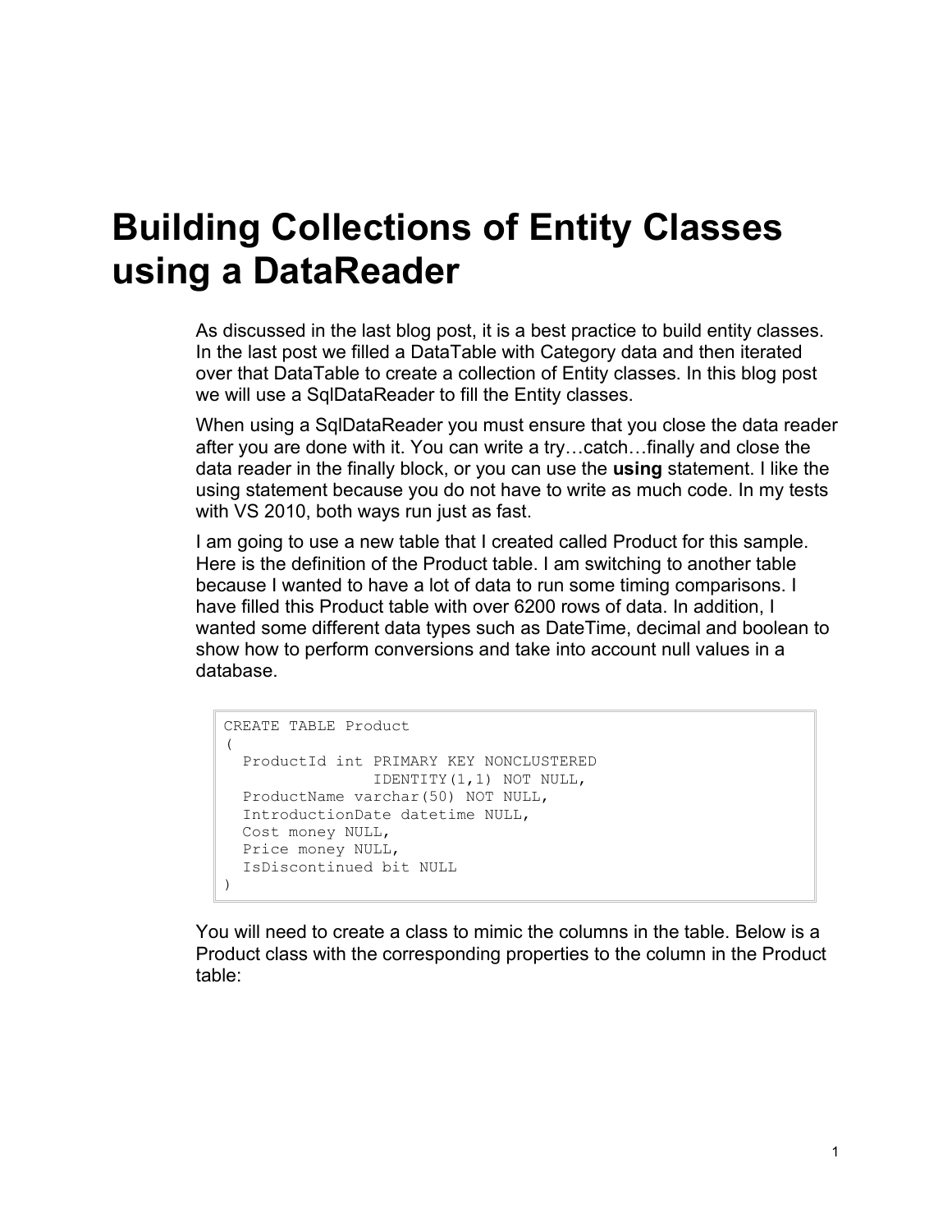# Building Collections of Entity Classes using a DataReader

As discussed in the last blog post, it is a best practice to build entity classes. In the last post we filled a DataTable with Category data and then iterated over that DataTable to create a collection of Entity classes. In this blog post we will use a SqlDataReader to fill the Entity classes.

When using a SqlDataReader you must ensure that you close the data reader after you are done with it. You can write a try…catch…finally and close the data reader in the finally block, or you can use the **using** statement. I like the using statement because you do not have to write as much code. In my tests with VS 2010, both ways run just as fast.

I am going to use a new table that I created called Product for this sample. Here is the definition of the Product table. I am switching to another table because I wanted to have a lot of data to run some timing comparisons. I have filled this Product table with over 6200 rows of data. In addition, I wanted some different data types such as DateTime, decimal and boolean to show how to perform conversions and take into account null values in a database.

```
CREATE TABLE Product
(
  ProductId int PRIMARY KEY NONCLUSTERED
              IDENTITY(1,1) NOT NULL,
  ProductName varchar(50) NOT NULL,
  IntroductionDate datetime NULL,
  Cost money NULL,
  Price money NULL,
  IsDiscontinued bit NULL
)
```

You will need to create a class to mimic the columns in the table. Below is a Product class with the corresponding properties to the column in the Product table: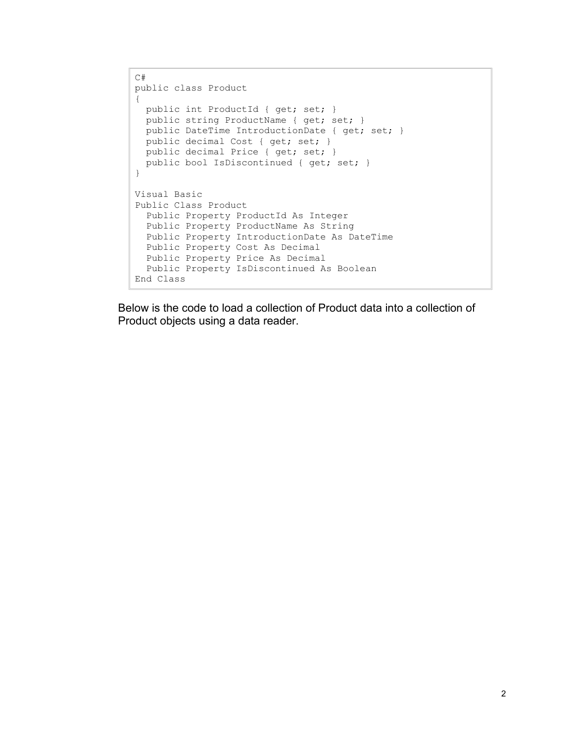```
C#
public class Product
{
  public int ProductId { get; set; }
  public string ProductName { get; set; }
  public DateTime IntroductionDate { get; set; }
  public decimal Cost { get; set; }
  public decimal Price { get; set; }
  public bool IsDiscontinued { get; set; }
}

Visual Basic
Public Class Product
  Public Property ProductId As Integer
  Public Property ProductName As String
  Public Property IntroductionDate As DateTime
  Public Property Cost As Decimal
  Public Property Price As Decimal
  Public Property IsDiscontinued As Boolean
End Class
```

Below is the code to load a collection of Product data into a collection of Product objects using a data reader.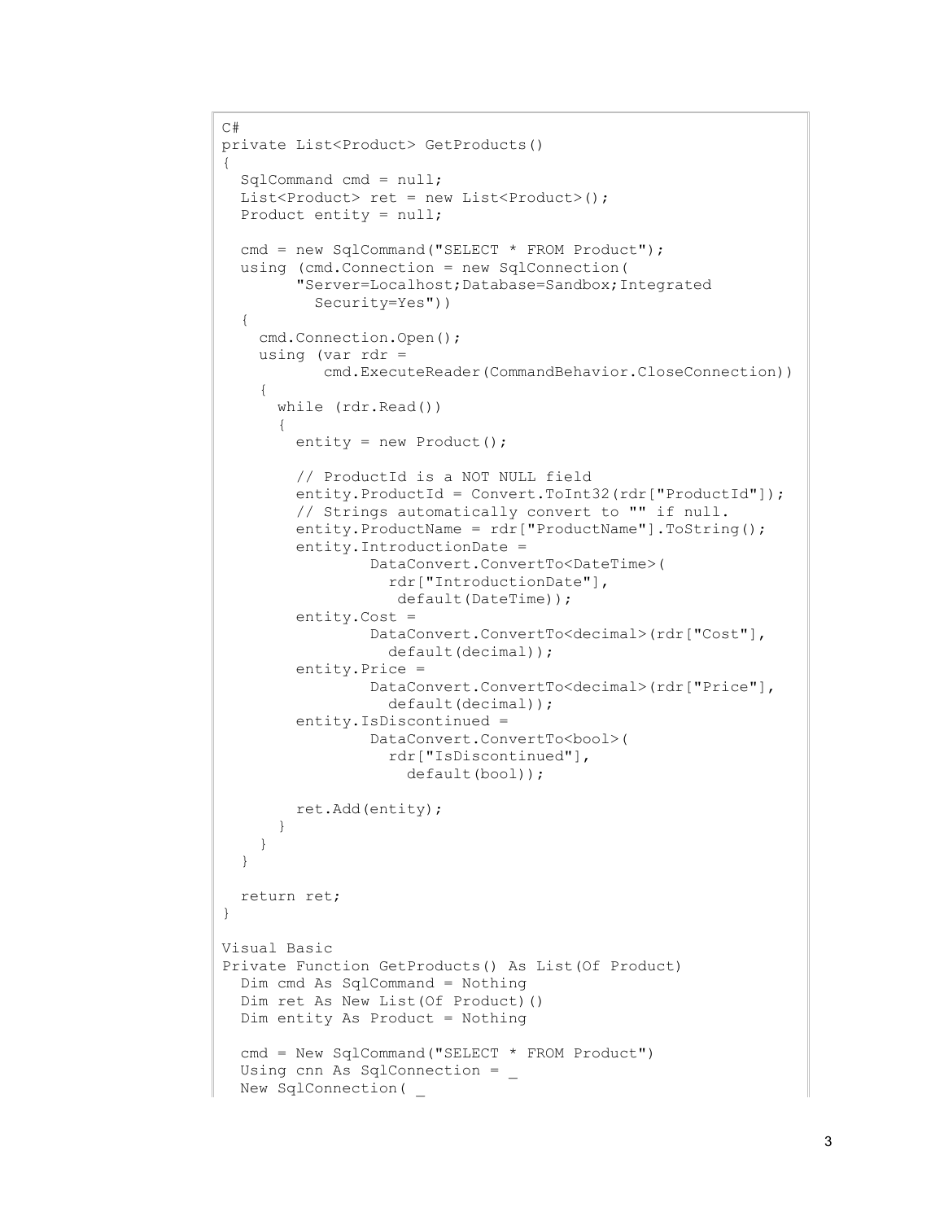```
C#
private List<Product> GetProducts()
{
  SqlCommand cmd = null;
  List<Product> ret = new List<Product>();
  Product entity = null;

  cmd = new SqlCommand("SELECT * FROM Product");
  using (cmd.Connection = new SqlConnection(
        "Server=Localhost;Database=Sandbox;Integrated
          Security=Yes"))
  {
    cmd.Connection.Open();
    using (var rdr =
           cmd.ExecuteReader(CommandBehavior.CloseConnection))
    {
      while (rdr.Read())
      {
        entity = new Product();

        // ProductId is a NOT NULL field
        entity.ProductId = Convert.ToInt32(rdr["ProductId"]);
        // Strings automatically convert to "" if null.
        entity.ProductName = rdr["ProductName"].ToString();
        entity.IntroductionDate =
                DataConvert.ConvertTo<DateTime>(
                  rdr["IntroductionDate"],
                   default(DateTime));
        entity.Cost =
                DataConvert.ConvertTo<decimal>(rdr["Cost"],
                  default(decimal));
        entity.Price =
                DataConvert.ConvertTo<decimal>(rdr["Price"],
                  default(decimal));
        entity.IsDiscontinued =
                DataConvert.ConvertTo<bool>(
                  rdr["IsDiscontinued"],
                    default(bool));

        ret.Add(entity);
      }
    }
  }

  return ret;
}

Visual Basic
Private Function GetProducts() As List(Of Product)
  Dim cmd As SqlCommand = Nothing
  Dim ret As New List(Of Product)()
  Dim entity As Product = Nothing

  cmd = New SqlCommand("SELECT * FROM Product")
  Using cnn As SqlConnection = _
  New SqlConnection( _
```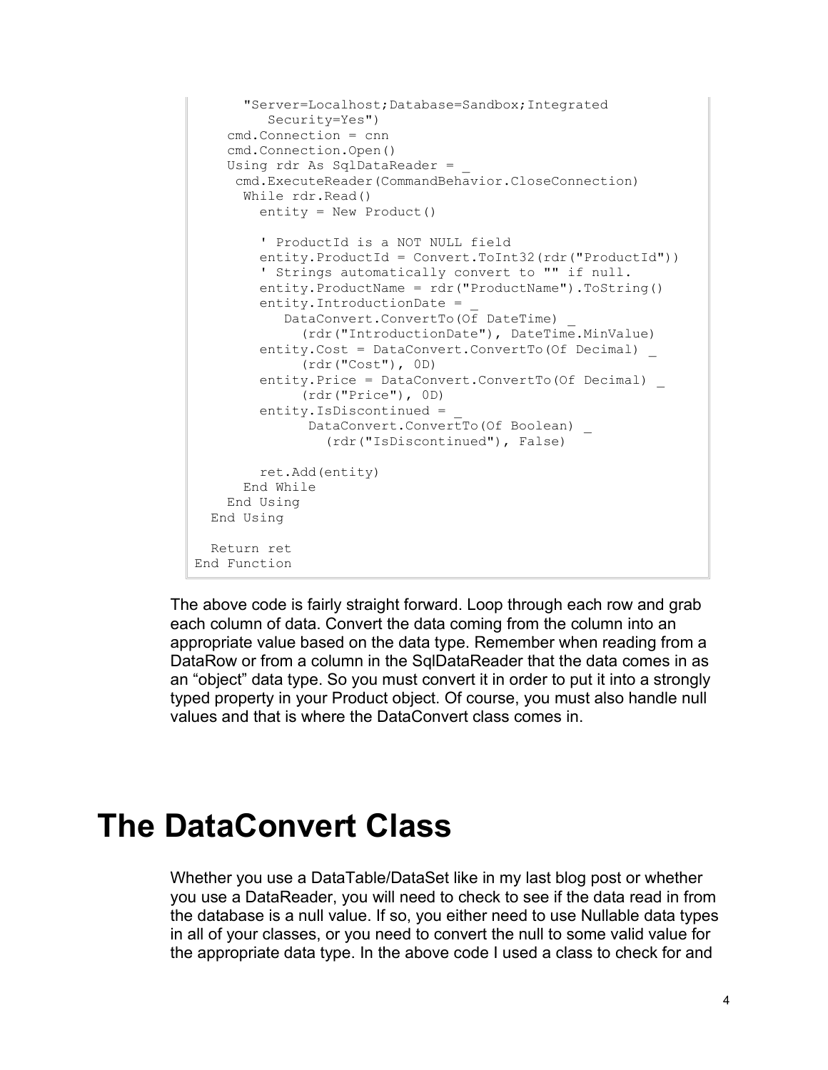```
      "Server=Localhost;Database=Sandbox;Integrated
         Security=Yes")
    cmd.Connection = cnn
    cmd.Connection.Open()
    Using rdr As SqlDataReader = _
     cmd.ExecuteReader(CommandBehavior.CloseConnection)
      While rdr.Read()
        entity = New Product()

        ' ProductId is a NOT NULL field
        entity.ProductId = Convert.ToInt32(rdr("ProductId"))
        ' Strings automatically convert to "" if null.
        entity.ProductName = rdr("ProductName").ToString()
        entity.IntroductionDate = _
           DataConvert.ConvertTo(Of DateTime) _
             (rdr("IntroductionDate"), DateTime.MinValue)
        entity.Cost = DataConvert.ConvertTo(Of Decimal) _
             (rdr("Cost"), 0D)
        entity.Price = DataConvert.ConvertTo(Of Decimal) _
             (rdr("Price"), 0D)
        entity.IsDiscontinued = _
              DataConvert.ConvertTo(Of Boolean) _
                (rdr("IsDiscontinued"), False)

        ret.Add(entity)
      End While
    End Using
  End Using

  Return ret
End Function
```

The above code is fairly straight forward. Loop through each row and grab each column of data. Convert the data coming from the column into an appropriate value based on the data type. Remember when reading from a DataRow or from a column in the SqlDataReader that the data comes in as an “object” data type. So you must convert it in order to put it into a strongly typed property in your Product object. Of course, you must also handle null values and that is where the DataConvert class comes in.

# The DataConvert Class

Whether you use a DataTable/DataSet like in my last blog post or whether you use a DataReader, you will need to check to see if the data read in from the database is a null value. If so, you either need to use Nullable data types in all of your classes, or you need to convert the null to some valid value for the appropriate data type. In the above code I used a class to check for and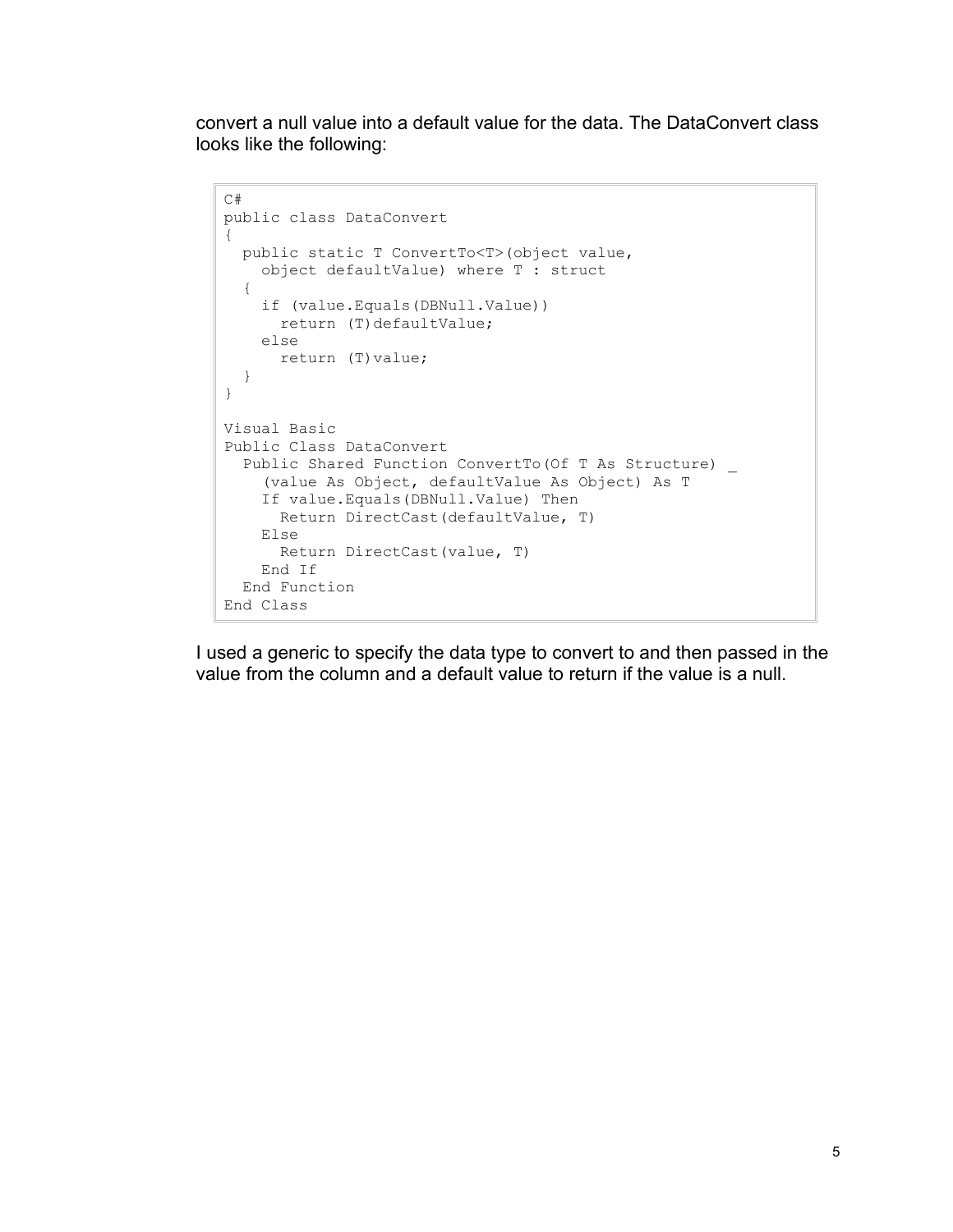convert a null value into a default value for the data. The DataConvert class looks like the following:

```
C#
public class DataConvert
{
  public static T ConvertTo<T>(object value,
    object defaultValue) where T : struct
  {
    if (value.Equals(DBNull.Value))
      return (T)defaultValue;
    else
      return (T)value;
  }
}

Visual Basic
Public Class DataConvert
  Public Shared Function ConvertTo(Of T As Structure) _
    (value As Object, defaultValue As Object) As T
    If value.Equals(DBNull.Value) Then
      Return DirectCast(defaultValue, T)
    Else
      Return DirectCast(value, T)
    End If
  End Function
End Class
```

I used a generic to specify the data type to convert to and then passed in the value from the column and a default value to return if the value is a null.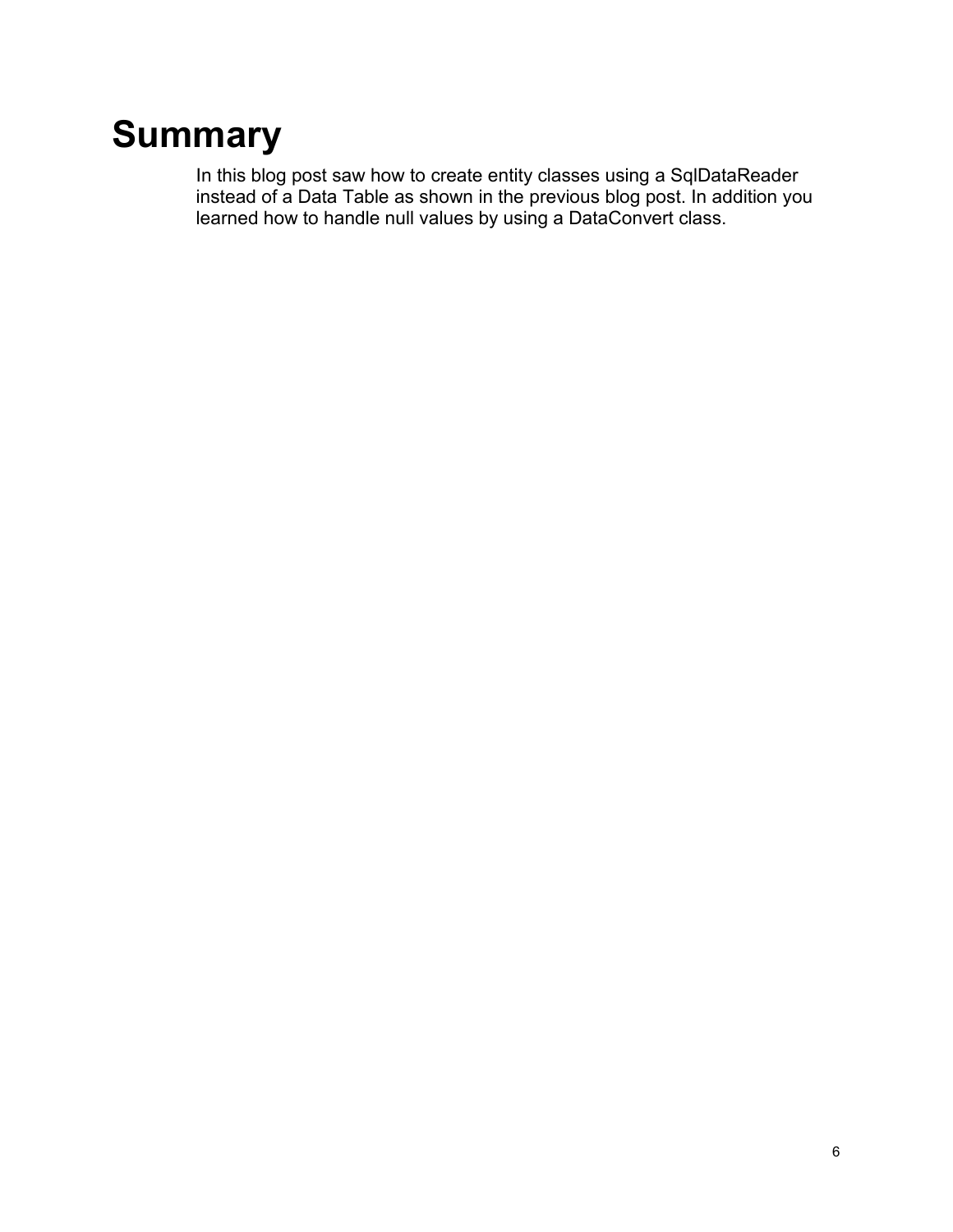# Summary

In this blog post saw how to create entity classes using a SqlDataReader instead of a Data Table as shown in the previous blog post. In addition you learned how to handle null values by using a DataConvert class.